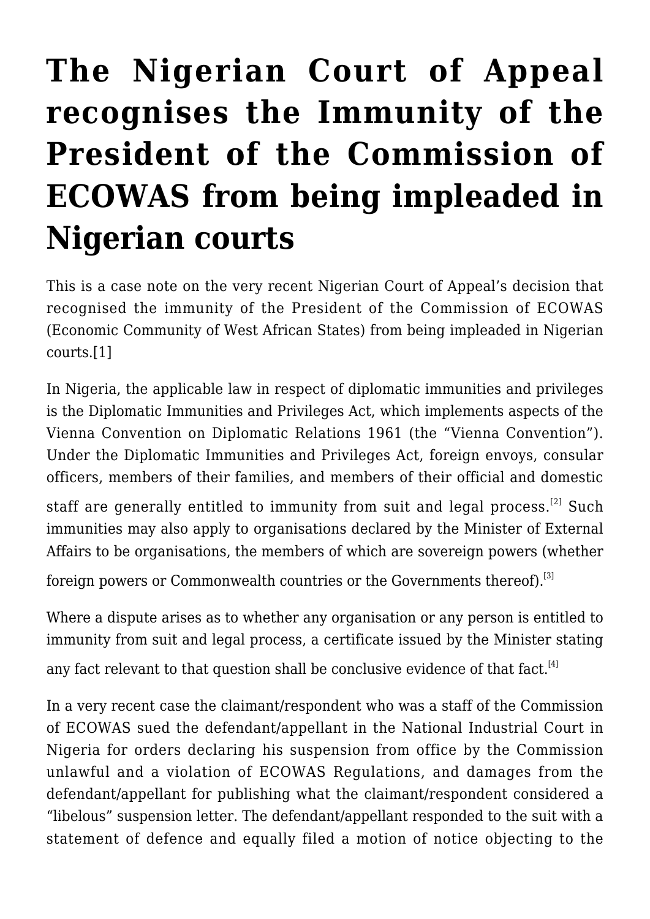# The Nigerian Court of Appeal recognises the Immunity of the President of the Commission of ECOWAS from being impleaded in Nigerian courts

This is a case note on the very recent Nigerian Court of Appeal's decision that recognised the immunity of the President of the Commission of ECOWAS (Economic Community of West African States) from being impleaded in Nigerian courts.[1]

In Nigeria, the applicable law in respect of diplomatic immunities and privileges is the Diplomatic Immunities and Privileges Act, which implements aspects of the Vienna Convention on Diplomatic Relations 1961 (the "Vienna Convention"). Under the Diplomatic Immunities and Privileges Act, foreign envoys, consular officers, members of their families, and members of their official and domestic staff are generally entitled to immunity from suit and legal process.[2] Such immunities may also apply to organisations declared by the Minister of External Affairs to be organisations, the members of which are sovereign powers (whether foreign powers or Commonwealth countries or the Governments thereof).[3]

Where a dispute arises as to whether any organisation or any person is entitled to immunity from suit and legal process, a certificate issued by the Minister stating any fact relevant to that question shall be conclusive evidence of that fact.[4]

In a very recent case the claimant/respondent who was a staff of the Commission of ECOWAS sued the defendant/appellant in the National Industrial Court in Nigeria for orders declaring his suspension from office by the Commission unlawful and a violation of ECOWAS Regulations, and damages from the defendant/appellant for publishing what the claimant/respondent considered a "libelous" suspension letter. The defendant/appellant responded to the suit with a statement of defence and equally filed a motion of notice objecting to the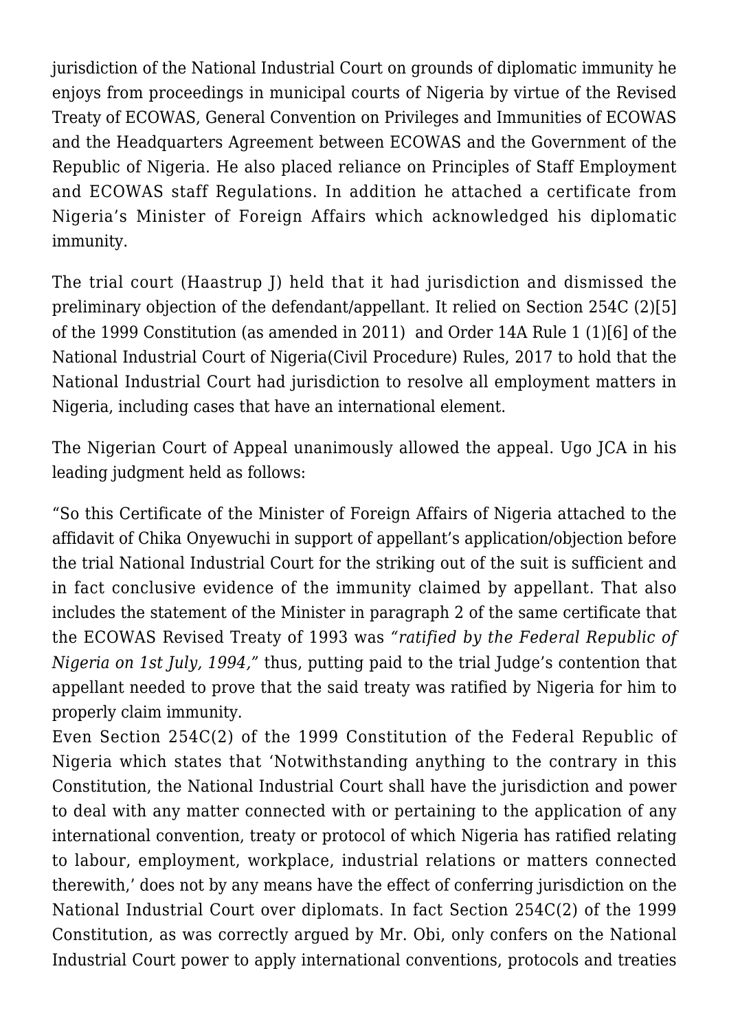jurisdiction of the National Industrial Court on grounds of diplomatic immunity he enjoys from proceedings in municipal courts of Nigeria by virtue of the Revised Treaty of ECOWAS, General Convention on Privileges and Immunities of ECOWAS and the Headquarters Agreement between ECOWAS and the Government of the Republic of Nigeria. He also placed reliance on Principles of Staff Employment and ECOWAS staff Regulations. In addition he attached a certificate from Nigeria's Minister of Foreign Affairs which acknowledged his diplomatic immunity.

The trial court (Haastrup J) held that it had jurisdiction and dismissed the preliminary objection of the defendant/appellant. It relied on Section 254C (2)[5] of the 1999 Constitution (as amended in 2011) and Order 14A Rule 1 (1)[6] of the National Industrial Court of Nigeria(Civil Procedure) Rules, 2017 to hold that the National Industrial Court had jurisdiction to resolve all employment matters in Nigeria, including cases that have an international element.

The Nigerian Court of Appeal unanimously allowed the appeal. Ugo JCA in his leading judgment held as follows:

"So this Certificate of the Minister of Foreign Affairs of Nigeria attached to the affidavit of Chika Onyewuchi in support of appellant's application/objection before the trial National Industrial Court for the striking out of the suit is sufficient and in fact conclusive evidence of the immunity claimed by appellant. That also includes the statement of the Minister in paragraph 2 of the same certificate that the ECOWAS Revised Treaty of 1993 was *"ratified by the Federal Republic of Nigeria on 1st July, 1994,"* thus, putting paid to the trial Judge's contention that appellant needed to prove that the said treaty was ratified by Nigeria for him to properly claim immunity.
Even Section 254C(2) of the 1999 Constitution of the Federal Republic of Nigeria which states that 'Notwithstanding anything to the contrary in this Constitution, the National Industrial Court shall have the jurisdiction and power to deal with any matter connected with or pertaining to the application of any international convention, treaty or protocol of which Nigeria has ratified relating to labour, employment, workplace, industrial relations or matters connected therewith,' does not by any means have the effect of conferring jurisdiction on the National Industrial Court over diplomats. In fact Section 254C(2) of the 1999 Constitution, as was correctly argued by Mr. Obi, only confers on the National Industrial Court power to apply international conventions, protocols and treaties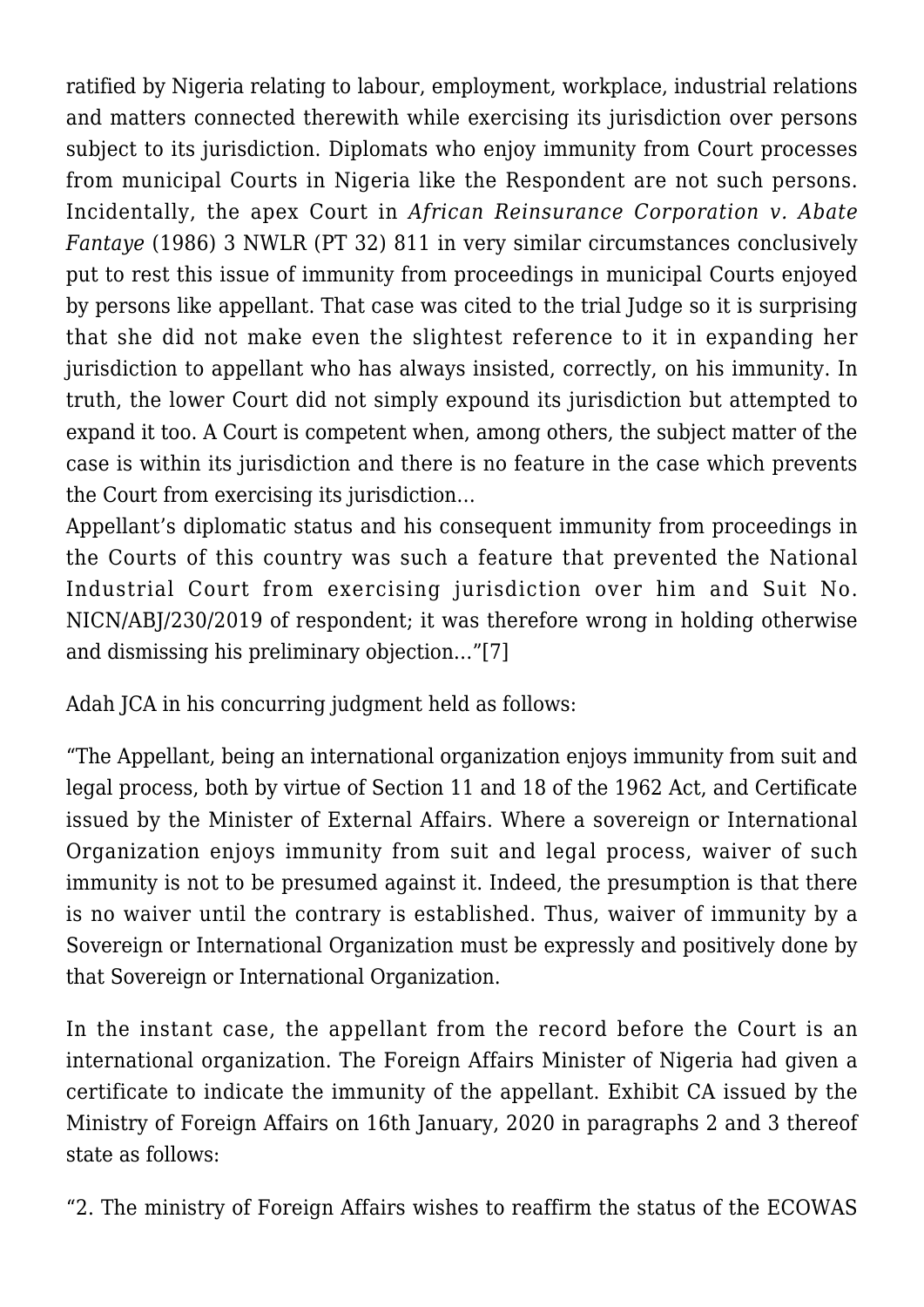ratified by Nigeria relating to labour, employment, workplace, industrial relations and matters connected therewith while exercising its jurisdiction over persons subject to its jurisdiction. Diplomats who enjoy immunity from Court processes from municipal Courts in Nigeria like the Respondent are not such persons. Incidentally, the apex Court in *African Reinsurance Corporation v. Abate Fantaye* (1986) 3 NWLR (PT 32) 811 in very similar circumstances conclusively put to rest this issue of immunity from proceedings in municipal Courts enjoyed by persons like appellant. That case was cited to the trial Judge so it is surprising that she did not make even the slightest reference to it in expanding her jurisdiction to appellant who has always insisted, correctly, on his immunity. In truth, the lower Court did not simply expound its jurisdiction but attempted to expand it too. A Court is competent when, among others, the subject matter of the case is within its jurisdiction and there is no feature in the case which prevents the Court from exercising its jurisdiction…

Appellant's diplomatic status and his consequent immunity from proceedings in the Courts of this country was such a feature that prevented the National Industrial Court from exercising jurisdiction over him and Suit No. NICN/ABJ/230/2019 of respondent; it was therefore wrong in holding otherwise and dismissing his preliminary objection…"[7]

Adah JCA in his concurring judgment held as follows:

"The Appellant, being an international organization enjoys immunity from suit and legal process, both by virtue of Section 11 and 18 of the 1962 Act, and Certificate issued by the Minister of External Affairs. Where a sovereign or International Organization enjoys immunity from suit and legal process, waiver of such immunity is not to be presumed against it. Indeed, the presumption is that there is no waiver until the contrary is established. Thus, waiver of immunity by a Sovereign or International Organization must be expressly and positively done by that Sovereign or International Organization.

In the instant case, the appellant from the record before the Court is an international organization. The Foreign Affairs Minister of Nigeria had given a certificate to indicate the immunity of the appellant. Exhibit CA issued by the Ministry of Foreign Affairs on 16th January, 2020 in paragraphs 2 and 3 thereof state as follows:

"2. The ministry of Foreign Affairs wishes to reaffirm the status of the ECOWAS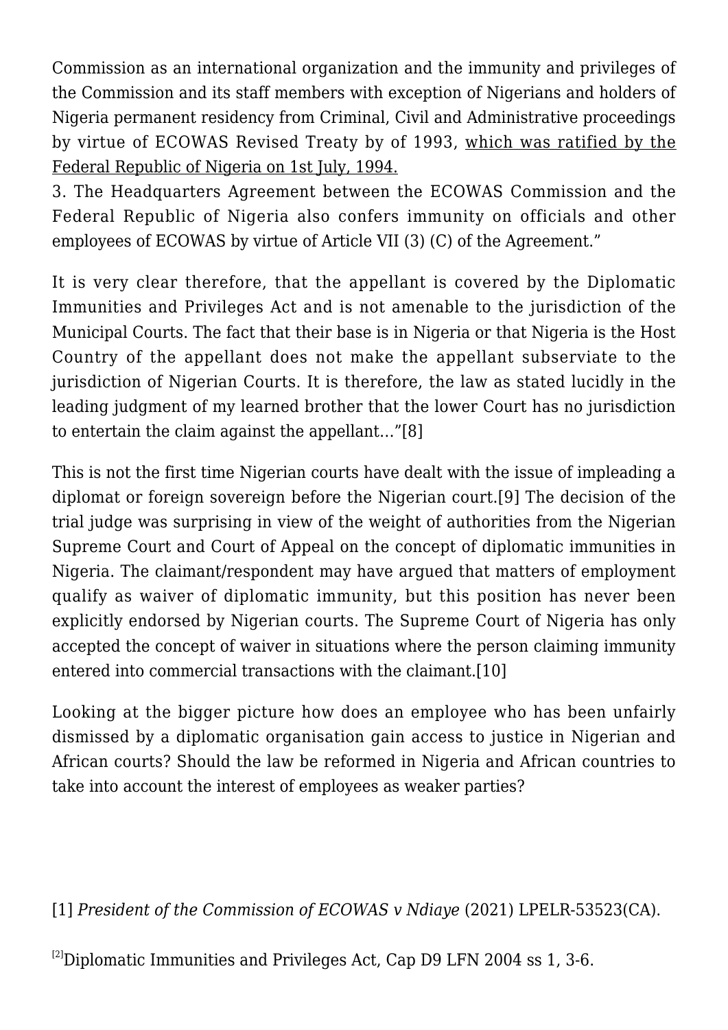Commission as an international organization and the immunity and privileges of the Commission and its staff members with exception of Nigerians and holders of Nigeria permanent residency from Criminal, Civil and Administrative proceedings by virtue of ECOWAS Revised Treaty by of 1993, <u>which was ratified by the Federal Republic of Nigeria on 1st July, 1994.</u>

3. The Headquarters Agreement between the ECOWAS Commission and the Federal Republic of Nigeria also confers immunity on officials and other employees of ECOWAS by virtue of Article VII (3) (C) of the Agreement."

It is very clear therefore, that the appellant is covered by the Diplomatic Immunities and Privileges Act and is not amenable to the jurisdiction of the Municipal Courts. The fact that their base is in Nigeria or that Nigeria is the Host Country of the appellant does not make the appellant subserviate to the jurisdiction of Nigerian Courts. It is therefore, the law as stated lucidly in the leading judgment of my learned brother that the lower Court has no jurisdiction to entertain the claim against the appellant…"[8]

This is not the first time Nigerian courts have dealt with the issue of impleading a diplomat or foreign sovereign before the Nigerian court.[9] The decision of the trial judge was surprising in view of the weight of authorities from the Nigerian Supreme Court and Court of Appeal on the concept of diplomatic immunities in Nigeria. The claimant/respondent may have argued that matters of employment qualify as waiver of diplomatic immunity, but this position has never been explicitly endorsed by Nigerian courts. The Supreme Court of Nigeria has only accepted the concept of waiver in situations where the person claiming immunity entered into commercial transactions with the claimant.[10]

Looking at the bigger picture how does an employee who has been unfairly dismissed by a diplomatic organisation gain access to justice in Nigerian and African courts? Should the law be reformed in Nigeria and African countries to take into account the interest of employees as weaker parties?

[1] *President of the Commission of ECOWAS v Ndiaye* (2021) LPELR-53523(CA).

[2] Diplomatic Immunities and Privileges Act, Cap D9 LFN 2004 ss 1, 3-6.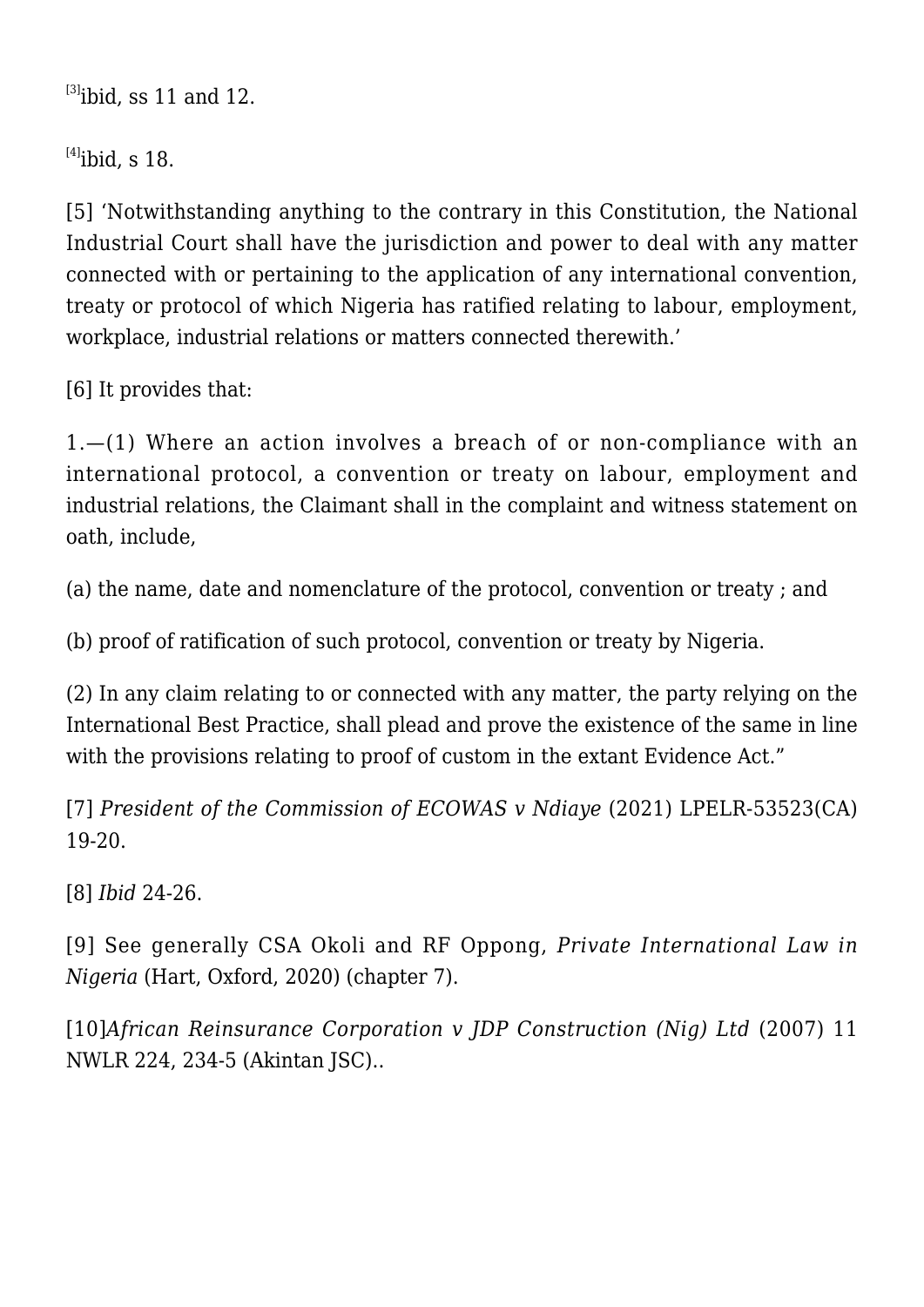[3]ibid, ss 11 and 12.

[4]ibid, s 18.

[5] 'Notwithstanding anything to the contrary in this Constitution, the National Industrial Court shall have the jurisdiction and power to deal with any matter connected with or pertaining to the application of any international convention, treaty or protocol of which Nigeria has ratified relating to labour, employment, workplace, industrial relations or matters connected therewith.'

[6] It provides that:

1.—(1) Where an action involves a breach of or non-compliance with an international protocol, a convention or treaty on labour, employment and industrial relations, the Claimant shall in the complaint and witness statement on oath, include,

(a) the name, date and nomenclature of the protocol, convention or treaty ; and

(b) proof of ratification of such protocol, convention or treaty by Nigeria.

(2) In any claim relating to or connected with any matter, the party relying on the International Best Practice, shall plead and prove the existence of the same in line with the provisions relating to proof of custom in the extant Evidence Act."

[7] *President of the Commission of ECOWAS v Ndiaye* (2021) LPELR-53523(CA) 19-20.

[8] *Ibid* 24-26.

[9] See generally CSA Okoli and RF Oppong, *Private International Law in Nigeria* (Hart, Oxford, 2020) (chapter 7).

[10]*African Reinsurance Corporation v JDP Construction (Nig) Ltd* (2007) 11 NWLR 224, 234-5 (Akintan JSC)..